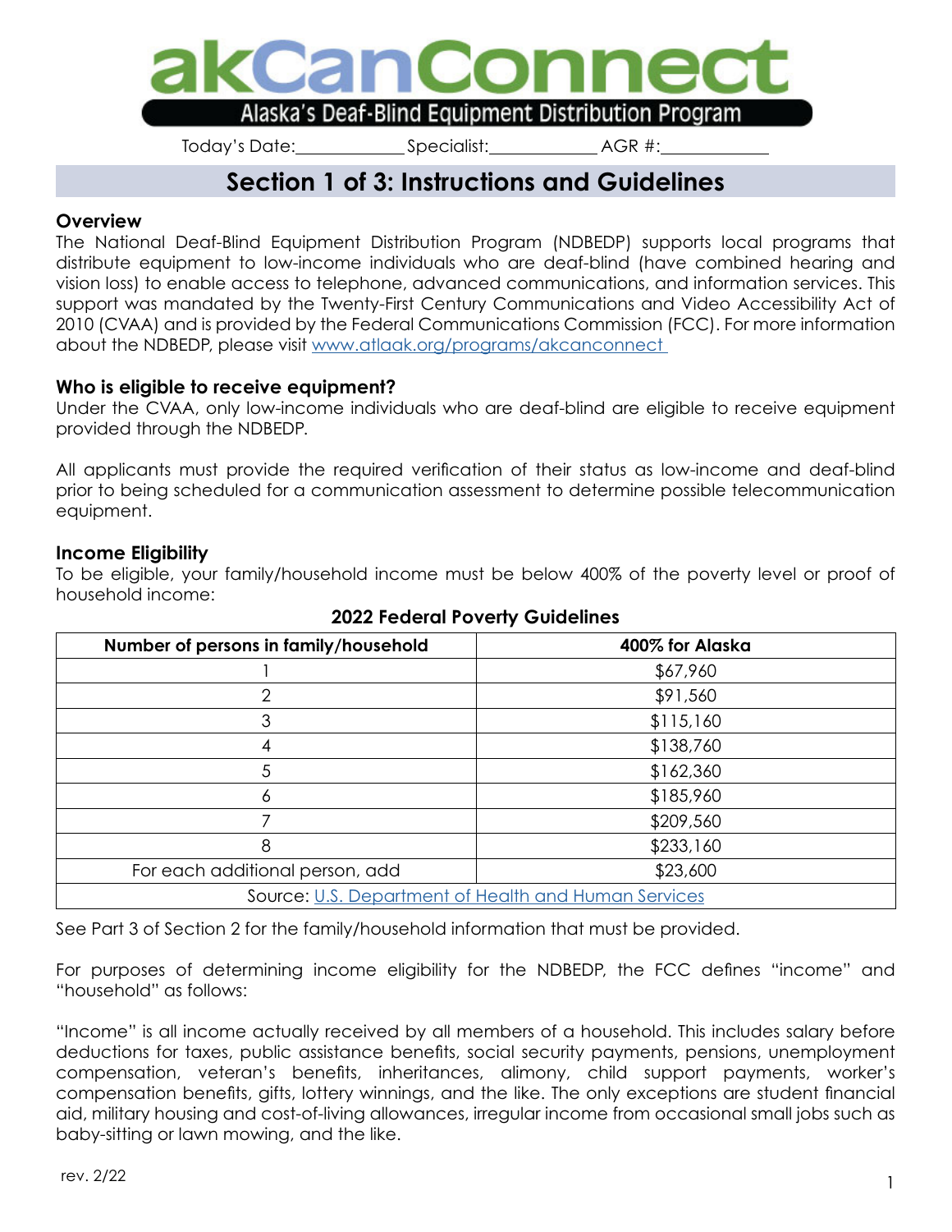# akCanConnect

Alaska's Deaf-Blind Equipment Distribution Program

Today's Date:____________ Specialist:____________ AGR #:____________

## Section 1 of 3: Instructions and Guidelines

### Overview

The National Deaf-Blind Equipment Distribution Program (NDBEDP) supports local programs that distribute equipment to low-income individuals who are deaf-blind (have combined hearing and vision loss) to enable access to telephone, advanced communications, and information services. This support was mandated by the Twenty-First Century Communications and Video Accessibility Act of 2010 (CVAA) and is provided by the Federal Communications Commission (FCC). For more information about the NDBEDP, please visit [www.atlaak.org/programs/akcanconnect](www.atlaak.org/programs/akcanconnect)

### Who is eligible to receive equipment?

Under the CVAA, only low-income individuals who are deaf-blind are eligible to receive equipment provided through the NDBEDP.

All applicants must provide the required verification of their status as low-income and deaf-blind prior to being scheduled for a communication assessment to determine possible telecommunication equipment.

### Income Eligibility

To be eligible, your family/household income must be below 400% of the poverty level or proof of household income:

**2022 Federal Poverty Guidelines**

| Number of persons in family/household | 400% for Alaska |
|---|---|
| 1 | $67,960 |
| 2 | $91,560 |
| 3 | $115,160 |
| 4 | $138,760 |
| 5 | $162,360 |
| 6 | $185,960 |
| 7 | $209,560 |
| 8 | $233,160 |
| For each additional person, add | $23,600 |
| Source: U.S. Department of Health and Human Services | |

See Part 3 of Section 2 for the family/household information that must be provided.

For purposes of determining income eligibility for the NDBEDP, the FCC defines "income" and "household" as follows:

"Income" is all income actually received by all members of a household. This includes salary before deductions for taxes, public assistance benefits, social security payments, pensions, unemployment compensation, veteran's benefits, inheritances, alimony, child support payments, worker's compensation benefits, gifts, lottery winnings, and the like. The only exceptions are student financial aid, military housing and cost-of-living allowances, irregular income from occasional small jobs such as baby-sitting or lawn mowing, and the like.

rev. 2/22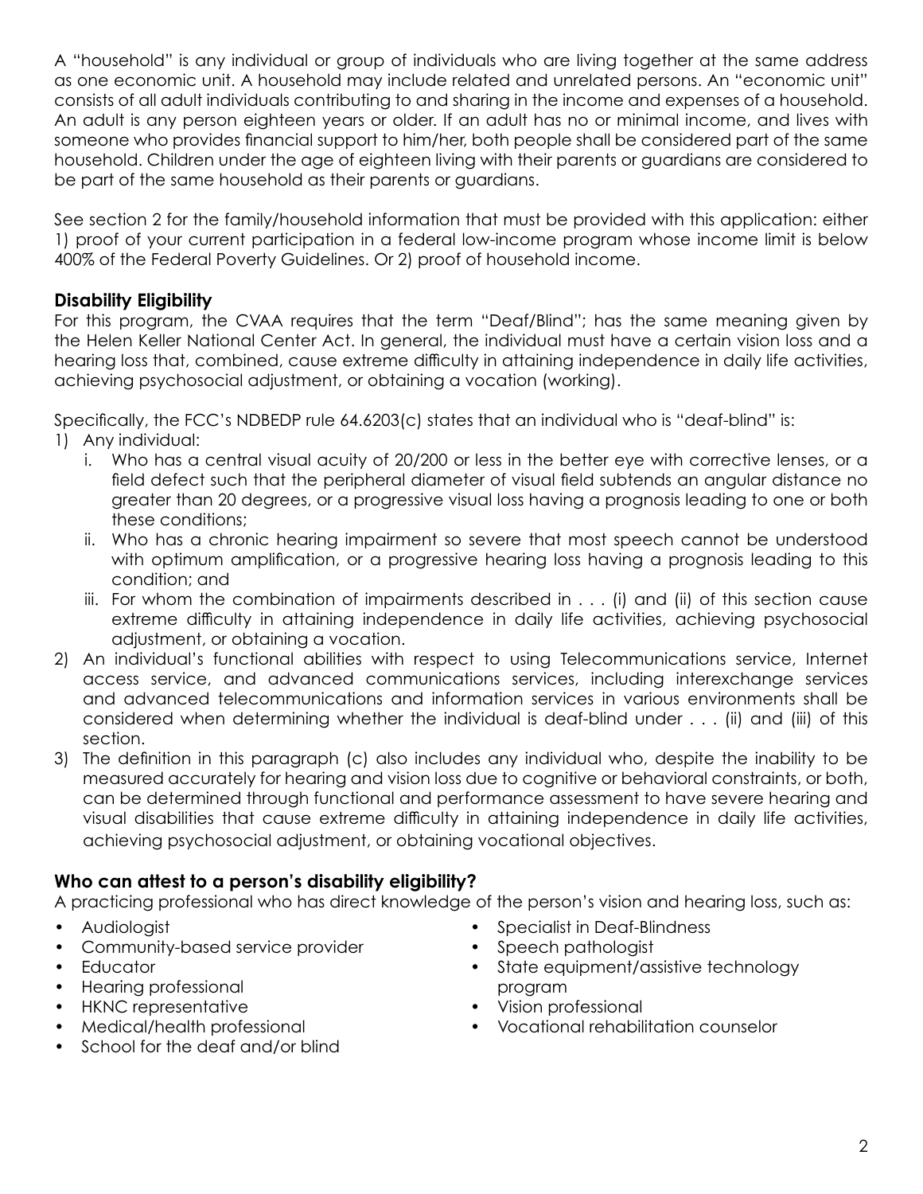A "household" is any individual or group of individuals who are living together at the same address as one economic unit. A household may include related and unrelated persons. An "economic unit" consists of all adult individuals contributing to and sharing in the income and expenses of a household. An adult is any person eighteen years or older. If an adult has no or minimal income, and lives with someone who provides financial support to him/her, both people shall be considered part of the same household. Children under the age of eighteen living with their parents or guardians are considered to be part of the same household as their parents or guardians.

See section 2 for the family/household information that must be provided with this application: either 1) proof of your current participation in a federal low-income program whose income limit is below 400% of the Federal Poverty Guidelines. Or 2) proof of household income.

### Disability Eligibility

For this program, the CVAA requires that the term "Deaf/Blind"; has the same meaning given by the Helen Keller National Center Act. In general, the individual must have a certain vision loss and a hearing loss that, combined, cause extreme difficulty in attaining independence in daily life activities, achieving psychosocial adjustment, or obtaining a vocation (working).

Specifically, the FCC's NDBEDP rule 64.6203(c) states that an individual who is "deaf-blind" is:

1) Any individual:
   i. Who has a central visual acuity of 20/200 or less in the better eye with corrective lenses, or a field defect such that the peripheral diameter of visual field subtends an angular distance no greater than 20 degrees, or a progressive visual loss having a prognosis leading to one or both these conditions;
   ii. Who has a chronic hearing impairment so severe that most speech cannot be understood with optimum amplification, or a progressive hearing loss having a prognosis leading to this condition; and
   iii. For whom the combination of impairments described in . . . (i) and (ii) of this section cause extreme difficulty in attaining independence in daily life activities, achieving psychosocial adjustment, or obtaining a vocation.
2) An individual's functional abilities with respect to using Telecommunications service, Internet access service, and advanced communications services, including interexchange services and advanced telecommunications and information services in various environments shall be considered when determining whether the individual is deaf-blind under . . . (ii) and (iii) of this section.
3) The definition in this paragraph (c) also includes any individual who, despite the inability to be measured accurately for hearing and vision loss due to cognitive or behavioral constraints, or both, can be determined through functional and performance assessment to have severe hearing and visual disabilities that cause extreme difficulty in attaining independence in daily life activities, achieving psychosocial adjustment, or obtaining vocational objectives.

### Who can attest to a person's disability eligibility?

A practicing professional who has direct knowledge of the person's vision and hearing loss, such as:

- Audiologist
- Community-based service provider
- Educator
- Hearing professional
- HKNC representative
- Medical/health professional
- School for the deaf and/or blind
- Specialist in Deaf-Blindness
- Speech pathologist
- State equipment/assistive technology program
- Vision professional
- Vocational rehabilitation counselor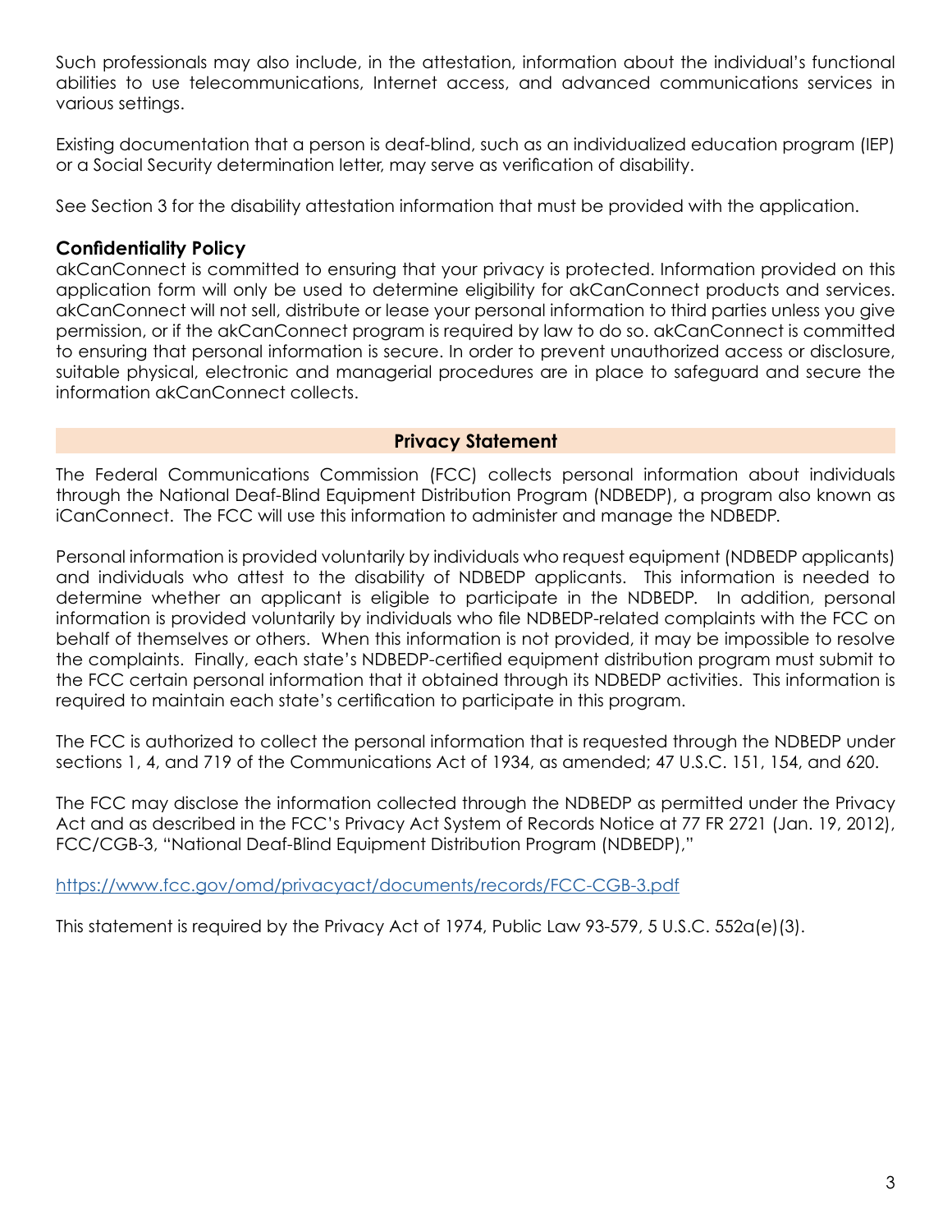Such professionals may also include, in the attestation, information about the individual's functional abilities to use telecommunications, Internet access, and advanced communications services in various settings.

Existing documentation that a person is deaf-blind, such as an individualized education program (IEP) or a Social Security determination letter, may serve as verification of disability.

See Section 3 for the disability attestation information that must be provided with the application.

### Confidentiality Policy

akCanConnect is committed to ensuring that your privacy is protected. Information provided on this application form will only be used to determine eligibility for akCanConnect products and services. akCanConnect will not sell, distribute or lease your personal information to third parties unless you give permission, or if the akCanConnect program is required by law to do so. akCanConnect is committed to ensuring that personal information is secure. In order to prevent unauthorized access or disclosure, suitable physical, electronic and managerial procedures are in place to safeguard and secure the information akCanConnect collects.

## Privacy Statement

The Federal Communications Commission (FCC) collects personal information about individuals through the National Deaf-Blind Equipment Distribution Program (NDBEDP), a program also known as iCanConnect. The FCC will use this information to administer and manage the NDBEDP.

Personal information is provided voluntarily by individuals who request equipment (NDBEDP applicants) and individuals who attest to the disability of NDBEDP applicants. This information is needed to determine whether an applicant is eligible to participate in the NDBEDP. In addition, personal information is provided voluntarily by individuals who file NDBEDP-related complaints with the FCC on behalf of themselves or others. When this information is not provided, it may be impossible to resolve the complaints. Finally, each state's NDBEDP-certified equipment distribution program must submit to the FCC certain personal information that it obtained through its NDBEDP activities. This information is required to maintain each state's certification to participate in this program.

The FCC is authorized to collect the personal information that is requested through the NDBEDP under sections 1, 4, and 719 of the Communications Act of 1934, as amended; 47 U.S.C. 151, 154, and 620.

The FCC may disclose the information collected through the NDBEDP as permitted under the Privacy Act and as described in the FCC's Privacy Act System of Records Notice at 77 FR 2721 (Jan. 19, 2012), FCC/CGB-3, "National Deaf-Blind Equipment Distribution Program (NDBEDP),"

https://www.fcc.gov/omd/privacyact/documents/records/FCC-CGB-3.pdf

This statement is required by the Privacy Act of 1974, Public Law 93-579, 5 U.S.C. 552a(e)(3).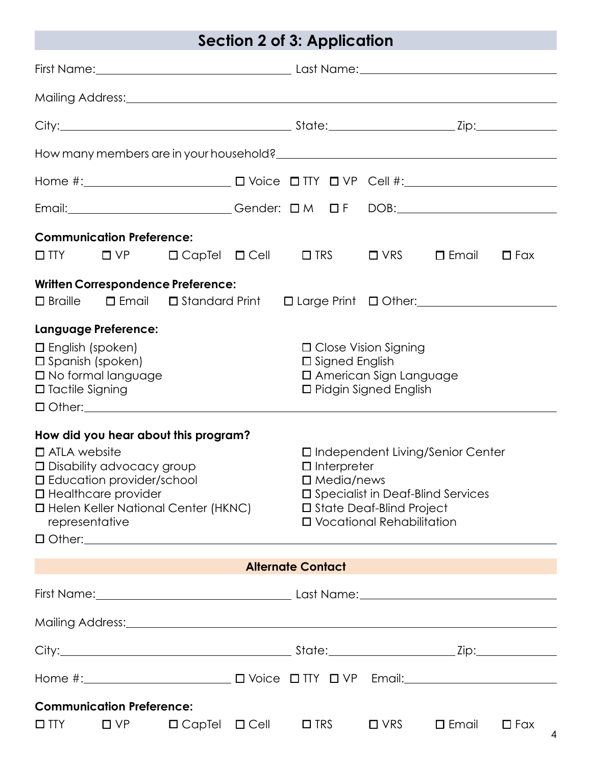## Section 2 of 3: Application

First Name: ____________________ Last Name: ____________________

Mailing Address: ________________________________________

City: ____________________ State: __________ Zip: __________

How many members are in your household? ____________________

Home #: ____________ ☐ Voice ☐ TTY ☐ VP Cell #: ____________

Email: ____________ Gender: ☐ M ☐ F DOB: ____________

**Communication Preference:**

☐ TTY ☐ VP ☐ CapTel ☐ Cell ☐ TRS ☐ VRS ☐ Email ☐ Fax

**Written Correspondence Preference:**

☐ Braille ☐ Email ☐ Standard Print ☐ Large Print ☐ Other: ____________

**Language Preference:**

☐ English (spoken)
☐ Spanish (spoken)
☐ No formal language
☐ Tactile Signing
☐ Close Vision Signing
☐ Signed English
☐ American Sign Language
☐ Pidgin Signed English
☐ Other: ____________________

**How did you hear about this program?**

☐ ATLA website
☐ Disability advocacy group
☐ Education provider/school
☐ Healthcare provider
☐ Helen Keller National Center (HKNC) representative
☐ Independent Living/Senior Center
☐ Interpreter
☐ Media/news
☐ Specialist in Deaf-Blind Services
☐ State Deaf-Blind Project
☐ Vocational Rehabilitation
☐ Other: ____________________

### Alternate Contact

First Name: ____________________ Last Name: ____________________

Mailing Address: ________________________________________

City: ____________________ State: __________ Zip: __________

Home #: ____________ ☐ Voice ☐ TTY ☐ VP Email: ____________

**Communication Preference:**

☐ TTY ☐ VP ☐ CapTel ☐ Cell ☐ TRS ☐ VRS ☐ Email ☐ Fax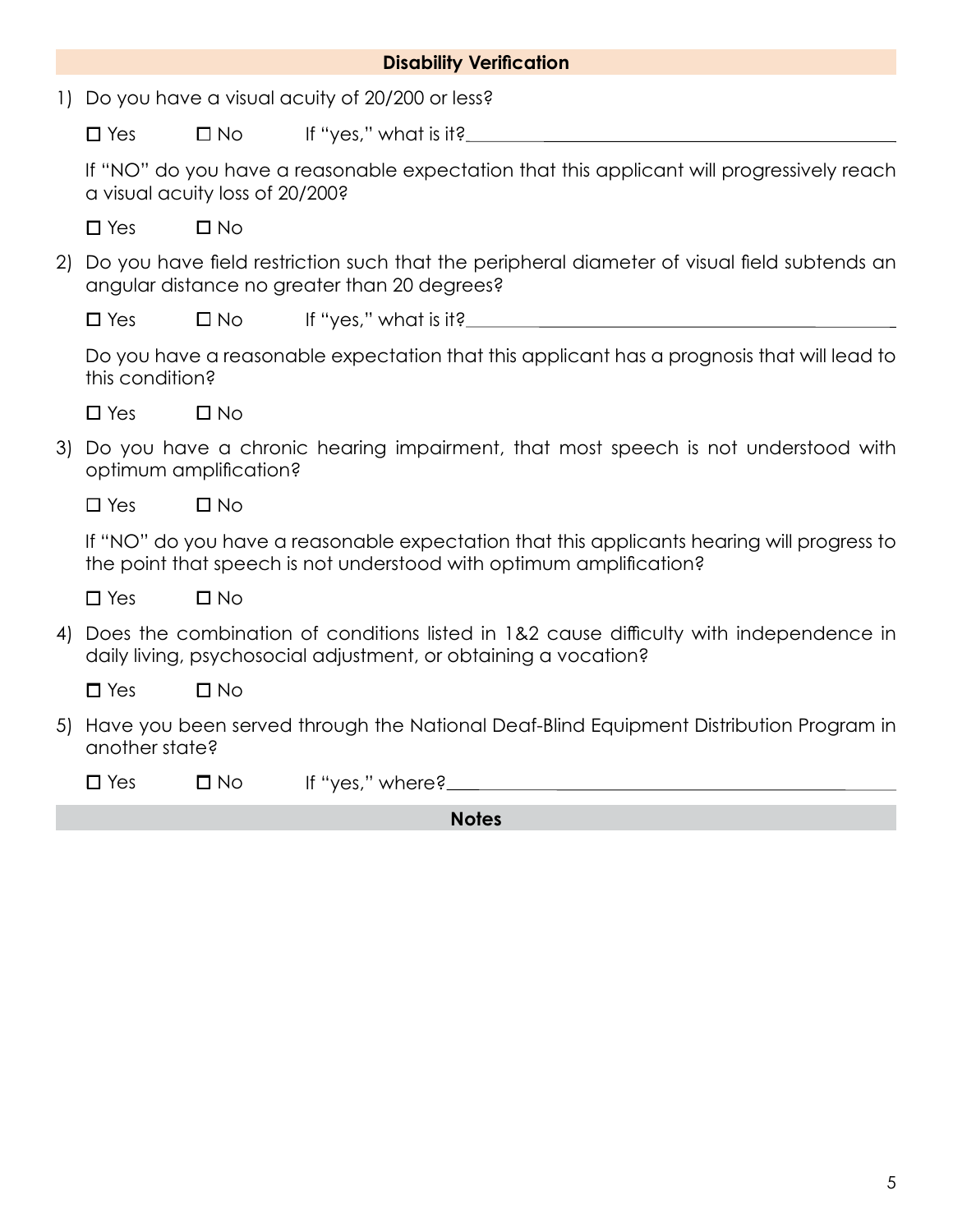## Disability Verification

1) Do you have a visual acuity of 20/200 or less?

   ☐ Yes ☐ No If "yes," what is it?\_\_\_\_\_\_\_\_\_\_\_\_\_\_\_\_\_\_\_\_\_\_\_\_\_\_\_\_\_\_

   If "NO" do you have a reasonable expectation that this applicant will progressively reach a visual acuity loss of 20/200?

   ☐ Yes ☐ No

2) Do you have field restriction such that the peripheral diameter of visual field subtends an angular distance no greater than 20 degrees?

   ☐ Yes ☐ No If "yes," what is it?\_\_\_\_\_\_\_\_\_\_\_\_\_\_\_\_\_\_\_\_\_\_\_\_\_\_\_\_\_\_

   Do you have a reasonable expectation that this applicant has a prognosis that will lead to this condition?

   ☐ Yes ☐ No

3) Do you have a chronic hearing impairment, that most speech is not understood with optimum amplification?

   ☐ Yes ☐ No

   If "NO" do you have a reasonable expectation that this applicants hearing will progress to the point that speech is not understood with optimum amplification?

   ☐ Yes ☐ No

4) Does the combination of conditions listed in 1&2 cause difficulty with independence in daily living, psychosocial adjustment, or obtaining a vocation?

   ☐ Yes ☐ No

5) Have you been served through the National Deaf-Blind Equipment Distribution Program in another state?

   ☐ Yes ☐ No If "yes," where?\_\_\_\_\_\_\_\_\_\_\_\_\_\_\_\_\_\_\_\_\_\_\_\_\_\_\_\_\_\_

## Notes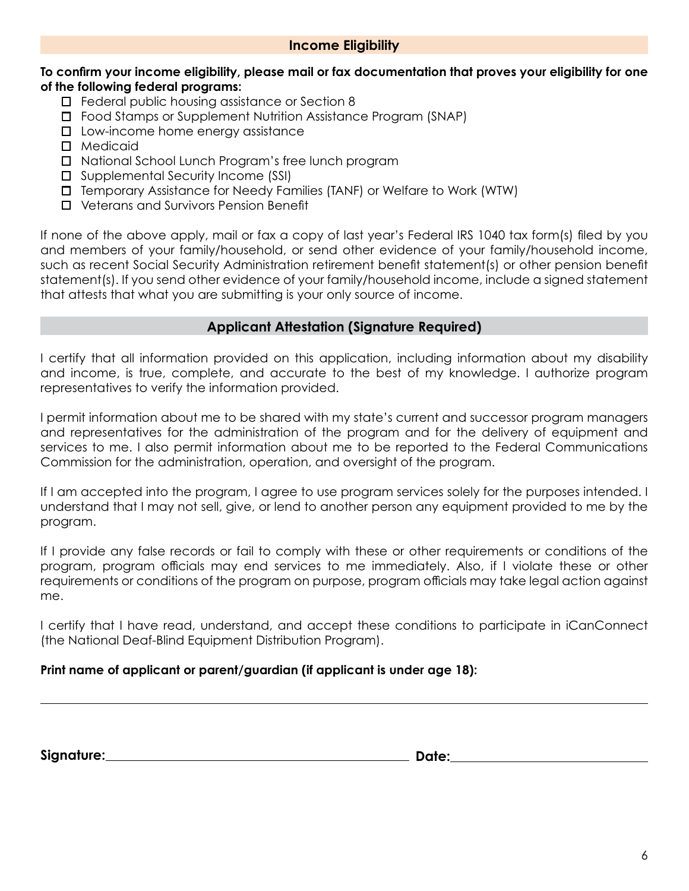## Income Eligibility

**To confirm your income eligibility, please mail or fax documentation that proves your eligibility for one of the following federal programs:**

- ☐ Federal public housing assistance or Section 8
- ☐ Food Stamps or Supplement Nutrition Assistance Program (SNAP)
- ☐ Low-income home energy assistance
- ☐ Medicaid
- ☐ National School Lunch Program's free lunch program
- ☐ Supplemental Security Income (SSI)
- ☐ Temporary Assistance for Needy Families (TANF) or Welfare to Work (WTW)
- ☐ Veterans and Survivors Pension Benefit

If none of the above apply, mail or fax a copy of last year's Federal IRS 1040 tax form(s) filed by you and members of your family/household, or send other evidence of your family/household income, such as recent Social Security Administration retirement benefit statement(s) or other pension benefit statement(s). If you send other evidence of your family/household income, include a signed statement that attests that what you are submitting is your only source of income.

## Applicant Attestation (Signature Required)

I certify that all information provided on this application, including information about my disability and income, is true, complete, and accurate to the best of my knowledge. I authorize program representatives to verify the information provided.

I permit information about me to be shared with my state's current and successor program managers and representatives for the administration of the program and for the delivery of equipment and services to me. I also permit information about me to be reported to the Federal Communications Commission for the administration, operation, and oversight of the program.

If I am accepted into the program, I agree to use program services solely for the purposes intended. I understand that I may not sell, give, or lend to another person any equipment provided to me by the program.

If I provide any false records or fail to comply with these or other requirements or conditions of the program, program officials may end services to me immediately. Also, if I violate these or other requirements or conditions of the program on purpose, program officials may take legal action against me.

I certify that I have read, understand, and accept these conditions to participate in iCanConnect (the National Deaf-Blind Equipment Distribution Program).

**Print name of applicant or parent/guardian (if applicant is under age 18):**

\_\_\_\_\_\_\_\_\_\_\_\_\_\_\_\_\_\_\_\_\_\_\_\_\_\_\_\_\_\_\_\_\_\_\_\_\_\_\_\_\_\_\_\_\_\_\_\_

**Signature:** \_\_\_\_\_\_\_\_\_\_\_\_\_\_\_\_\_\_\_\_\_\_\_\_\_\_\_\_\_\_ **Date:** \_\_\_\_\_\_\_\_\_\_\_\_\_\_\_\_\_\_\_\_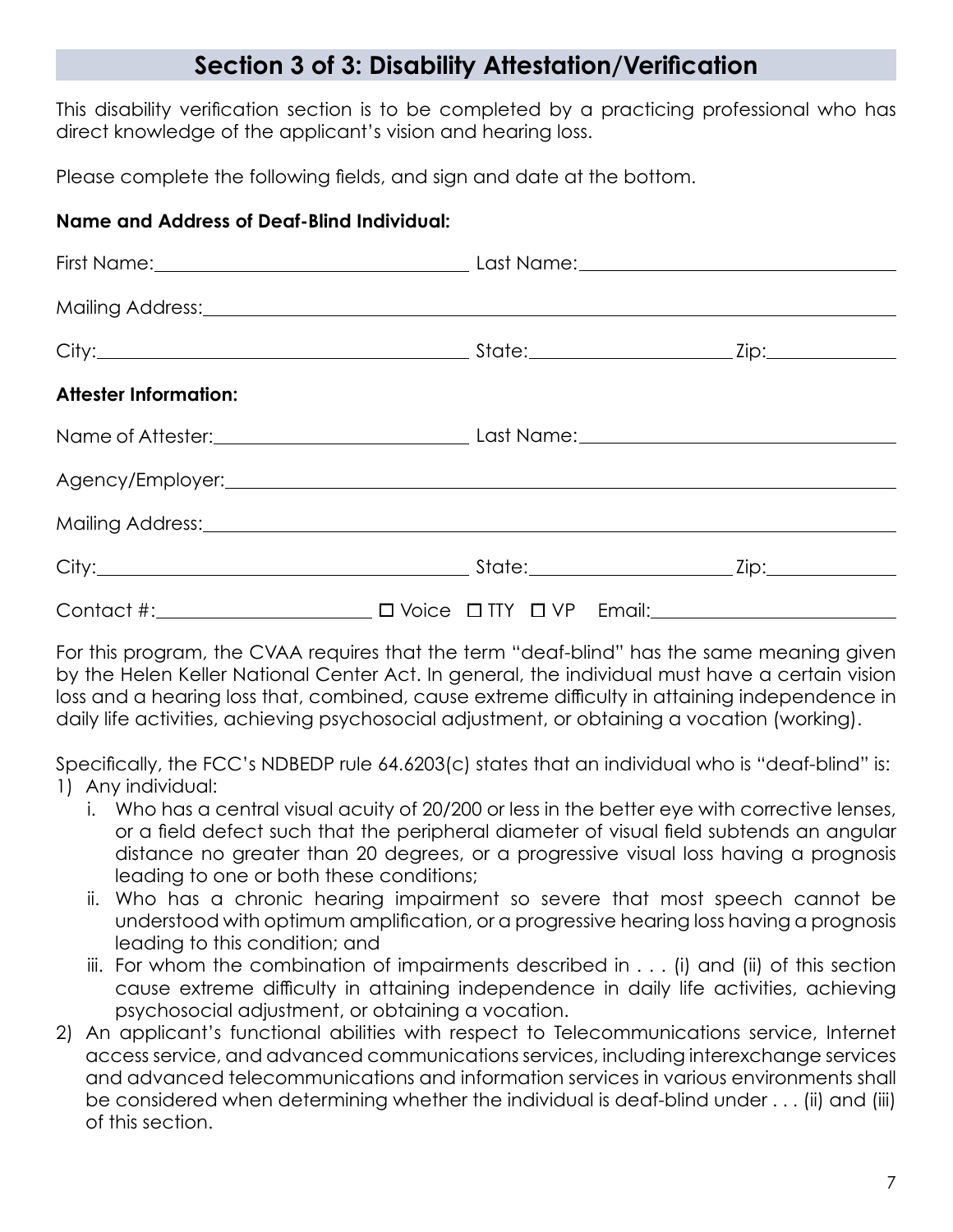## Section 3 of 3: Disability Attestation/Verification

This disability verification section is to be completed by a practicing professional who has direct knowledge of the applicant's vision and hearing loss.

Please complete the following fields, and sign and date at the bottom.

**Name and Address of Deaf-Blind Individual:**

First Name:\_\_\_\_\_\_\_\_\_\_\_\_\_\_\_\_\_\_\_\_\_\_\_\_\_\_\_\_ Last Name:\_\_\_\_\_\_\_\_\_\_\_\_\_\_\_\_\_\_\_\_\_\_\_\_\_\_\_\_

Mailing Address:\_\_\_\_\_\_\_\_\_\_\_\_\_\_\_\_\_\_\_\_\_\_\_\_\_\_\_\_\_\_\_\_\_\_\_\_\_\_\_\_\_\_\_\_\_\_\_\_\_\_\_\_\_\_\_\_

City:\_\_\_\_\_\_\_\_\_\_\_\_\_\_\_\_\_\_\_\_\_\_\_\_\_\_\_\_\_\_\_\_ State:\_\_\_\_\_\_\_\_\_\_\_\_\_\_\_\_ Zip:\_\_\_\_\_\_\_\_\_\_

**Attester Information:**

Name of Attester:\_\_\_\_\_\_\_\_\_\_\_\_\_\_\_\_\_\_\_\_\_\_ Last Name:\_\_\_\_\_\_\_\_\_\_\_\_\_\_\_\_\_\_\_\_\_\_\_\_\_\_\_\_

Agency/Employer:\_\_\_\_\_\_\_\_\_\_\_\_\_\_\_\_\_\_\_\_\_\_\_\_\_\_\_\_\_\_\_\_\_\_\_\_\_\_\_\_\_\_\_\_\_\_\_\_\_\_\_\_\_\_\_\_

Mailing Address:\_\_\_\_\_\_\_\_\_\_\_\_\_\_\_\_\_\_\_\_\_\_\_\_\_\_\_\_\_\_\_\_\_\_\_\_\_\_\_\_\_\_\_\_\_\_\_\_\_\_\_\_\_\_\_\_

City:\_\_\_\_\_\_\_\_\_\_\_\_\_\_\_\_\_\_\_\_\_\_\_\_\_\_\_\_\_\_\_\_ State:\_\_\_\_\_\_\_\_\_\_\_\_\_\_\_\_ Zip:\_\_\_\_\_\_\_\_\_\_

Contact #:\_\_\_\_\_\_\_\_\_\_\_\_\_\_\_\_\_\_ ☐ Voice ☐ TTY ☐ VP Email:\_\_\_\_\_\_\_\_\_\_\_\_\_\_\_\_\_\_\_\_\_\_

For this program, the CVAA requires that the term "deaf-blind" has the same meaning given by the Helen Keller National Center Act. In general, the individual must have a certain vision loss and a hearing loss that, combined, cause extreme difficulty in attaining independence in daily life activities, achieving psychosocial adjustment, or obtaining a vocation (working).

Specifically, the FCC's NDBEDP rule 64.6203(c) states that an individual who is "deaf-blind" is:

1) Any individual:
   i. Who has a central visual acuity of 20/200 or less in the better eye with corrective lenses, or a field defect such that the peripheral diameter of visual field subtends an angular distance no greater than 20 degrees, or a progressive visual loss having a prognosis leading to one or both these conditions;
   ii. Who has a chronic hearing impairment so severe that most speech cannot be understood with optimum amplification, or a progressive hearing loss having a prognosis leading to this condition; and
   iii. For whom the combination of impairments described in . . . (i) and (ii) of this section cause extreme difficulty in attaining independence in daily life activities, achieving psychosocial adjustment, or obtaining a vocation.
2) An applicant's functional abilities with respect to Telecommunications service, Internet access service, and advanced communications services, including interexchange services and advanced telecommunications and information services in various environments shall be considered when determining whether the individual is deaf-blind under . . . (ii) and (iii) of this section.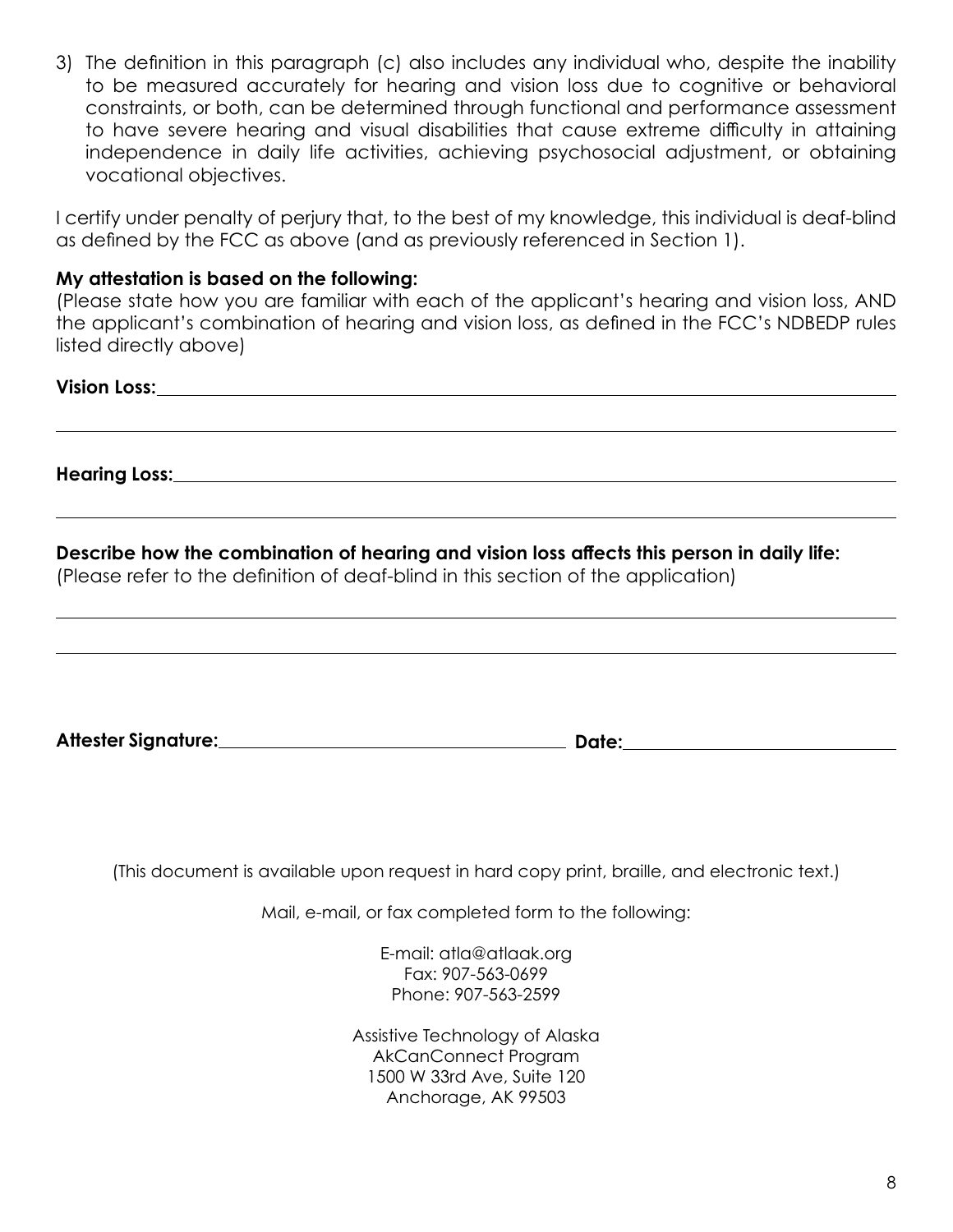3) The definition in this paragraph (c) also includes any individual who, despite the inability to be measured accurately for hearing and vision loss due to cognitive or behavioral constraints, or both, can be determined through functional and performance assessment to have severe hearing and visual disabilities that cause extreme difficulty in attaining independence in daily life activities, achieving psychosocial adjustment, or obtaining vocational objectives.

I certify under penalty of perjury that, to the best of my knowledge, this individual is deaf-blind as defined by the FCC as above (and as previously referenced in Section 1).

**My attestation is based on the following:**
(Please state how you are familiar with each of the applicant's hearing and vision loss, AND the applicant's combination of hearing and vision loss, as defined in the FCC's NDBEDP rules listed directly above)

**Vision Loss:** \_\_\_\_\_\_\_\_\_\_\_\_\_\_\_\_\_\_\_\_\_\_\_\_\_\_\_\_\_\_\_\_\_\_\_\_\_\_\_\_

\_\_\_\_\_\_\_\_\_\_\_\_\_\_\_\_\_\_\_\_\_\_\_\_\_\_\_\_\_\_\_\_\_\_\_\_\_\_\_\_\_\_\_\_\_\_\_\_

**Hearing Loss:** \_\_\_\_\_\_\_\_\_\_\_\_\_\_\_\_\_\_\_\_\_\_\_\_\_\_\_\_\_\_\_\_\_\_\_\_\_\_\_\_

\_\_\_\_\_\_\_\_\_\_\_\_\_\_\_\_\_\_\_\_\_\_\_\_\_\_\_\_\_\_\_\_\_\_\_\_\_\_\_\_\_\_\_\_\_\_\_\_

**Describe how the combination of hearing and vision loss affects this person in daily life:**
(Please refer to the definition of deaf-blind in this section of the application)

\_\_\_\_\_\_\_\_\_\_\_\_\_\_\_\_\_\_\_\_\_\_\_\_\_\_\_\_\_\_\_\_\_\_\_\_\_\_\_\_\_\_\_\_\_\_\_\_

\_\_\_\_\_\_\_\_\_\_\_\_\_\_\_\_\_\_\_\_\_\_\_\_\_\_\_\_\_\_\_\_\_\_\_\_\_\_\_\_\_\_\_\_\_\_\_\_

**Attester Signature:** \_\_\_\_\_\_\_\_\_\_\_\_\_\_\_\_\_\_\_\_\_\_\_\_ **Date:** \_\_\_\_\_\_\_\_\_\_\_\_\_\_\_\_

(This document is available upon request in hard copy print, braille, and electronic text.)

Mail, e-mail, or fax completed form to the following:

E-mail: atla@atlaak.org
Fax: 907-563-0699
Phone: 907-563-2599

Assistive Technology of Alaska
AkCanConnect Program
1500 W 33rd Ave, Suite 120
Anchorage, AK 99503